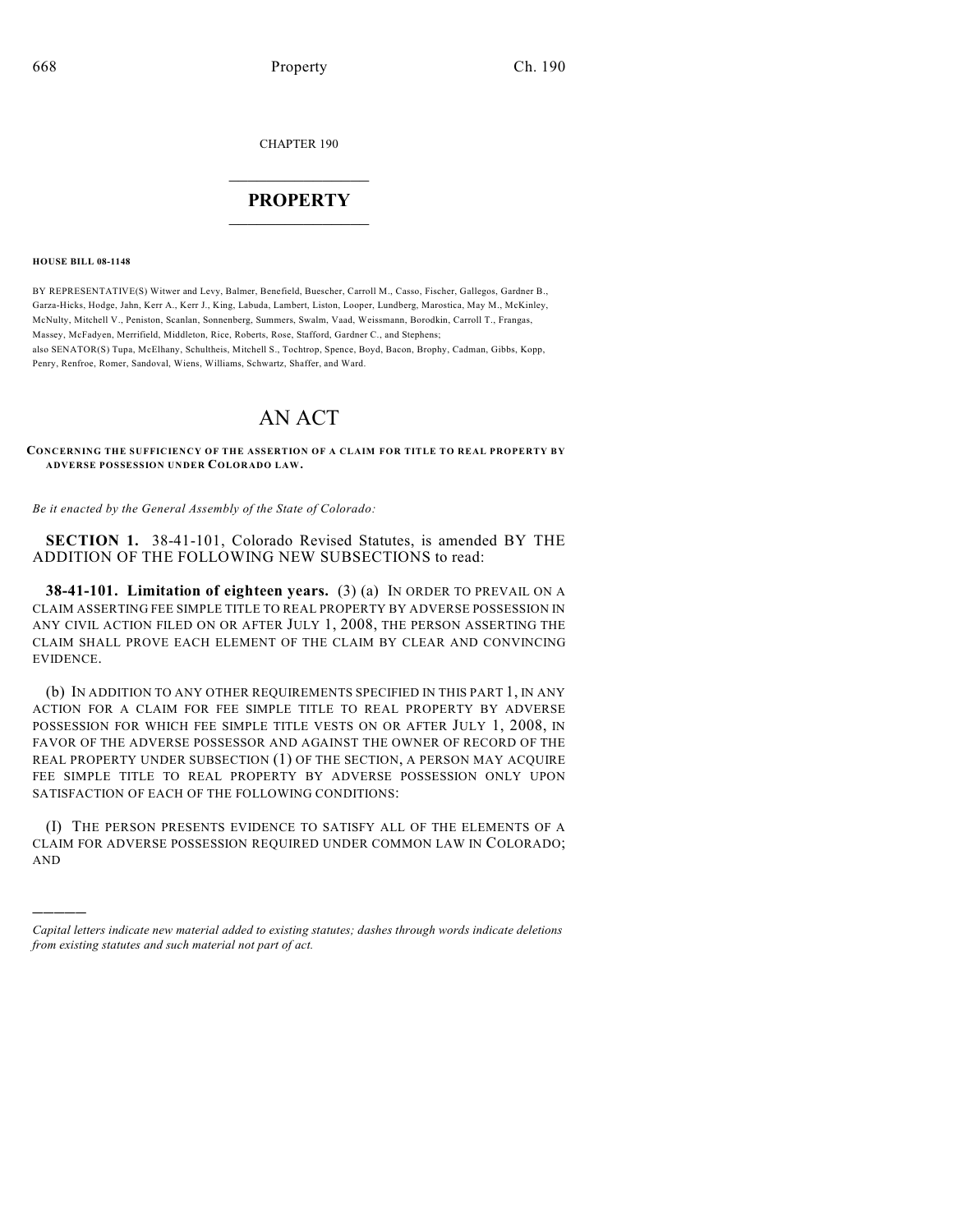CHAPTER 190

# PROPERTY

**HOUSE BILL 08-1148**

BY REPRESENTATIVE(S) Witwer and Levy, Balmer, Benefield, Buescher, Carroll M., Casso, Fischer, Gallegos, Gardner B., Garza-Hicks, Hodge, Jahn, Kerr A., Kerr J., King, Labuda, Lambert, Liston, Looper, Lundberg, Marostica, May M., McKinley, McNulty, Mitchell V., Peniston, Scanlan, Sonnenberg, Summers, Swalm, Vaad, Weissmann, Borodkin, Carroll T., Frangas, Massey, McFadyen, Merrifield, Middleton, Rice, Roberts, Rose, Stafford, Gardner C., and Stephens;
also SENATOR(S) Tupa, McElhany, Schultheis, Mitchell S., Tochtrop, Spence, Boyd, Bacon, Brophy, Cadman, Gibbs, Kopp, Penry, Renfroe, Romer, Sandoval, Wiens, Williams, Schwartz, Shaffer, and Ward.

# AN ACT

**CONCERNING THE SUFFICIENCY OF THE ASSERTION OF A CLAIM FOR TITLE TO REAL PROPERTY BY ADVERSE POSSESSION UNDER COLORADO LAW.**

*Be it enacted by the General Assembly of the State of Colorado:*

**SECTION 1.** 38-41-101, Colorado Revised Statutes, is amended BY THE ADDITION OF THE FOLLOWING NEW SUBSECTIONS to read:

**38-41-101. Limitation of eighteen years.** (3) (a) IN ORDER TO PREVAIL ON A CLAIM ASSERTING FEE SIMPLE TITLE TO REAL PROPERTY BY ADVERSE POSSESSION IN ANY CIVIL ACTION FILED ON OR AFTER JULY 1, 2008, THE PERSON ASSERTING THE CLAIM SHALL PROVE EACH ELEMENT OF THE CLAIM BY CLEAR AND CONVINCING EVIDENCE.

(b) IN ADDITION TO ANY OTHER REQUIREMENTS SPECIFIED IN THIS PART 1, IN ANY ACTION FOR A CLAIM FOR FEE SIMPLE TITLE TO REAL PROPERTY BY ADVERSE POSSESSION FOR WHICH FEE SIMPLE TITLE VESTS ON OR AFTER JULY 1, 2008, IN FAVOR OF THE ADVERSE POSSESSOR AND AGAINST THE OWNER OF RECORD OF THE REAL PROPERTY UNDER SUBSECTION (1) OF THE SECTION, A PERSON MAY ACQUIRE FEE SIMPLE TITLE TO REAL PROPERTY BY ADVERSE POSSESSION ONLY UPON SATISFACTION OF EACH OF THE FOLLOWING CONDITIONS:

(I) THE PERSON PRESENTS EVIDENCE TO SATISFY ALL OF THE ELEMENTS OF A CLAIM FOR ADVERSE POSSESSION REQUIRED UNDER COMMON LAW IN COLORADO; AND

---

*Capital letters indicate new material added to existing statutes; dashes through words indicate deletions from existing statutes and such material not part of act.*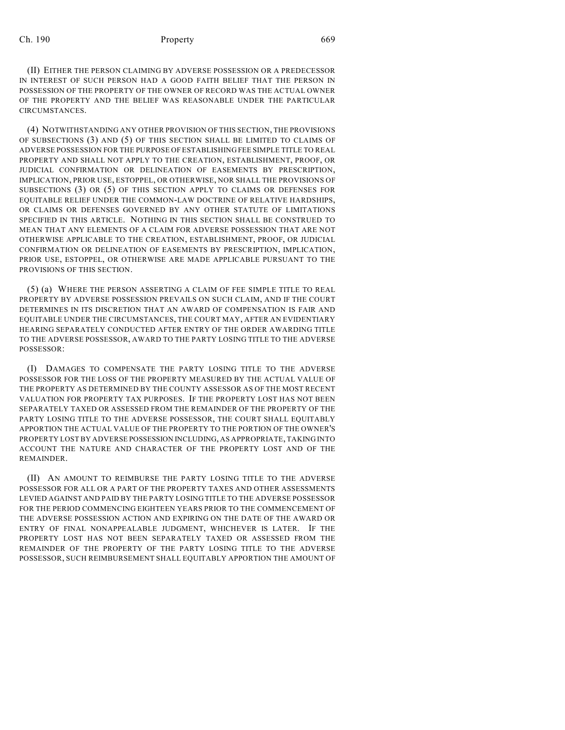(II) EITHER THE PERSON CLAIMING BY ADVERSE POSSESSION OR A PREDECESSOR IN INTEREST OF SUCH PERSON HAD A GOOD FAITH BELIEF THAT THE PERSON IN POSSESSION OF THE PROPERTY OF THE OWNER OF RECORD WAS THE ACTUAL OWNER OF THE PROPERTY AND THE BELIEF WAS REASONABLE UNDER THE PARTICULAR CIRCUMSTANCES.

(4) NOTWITHSTANDING ANY OTHER PROVISION OF THIS SECTION, THE PROVISIONS OF SUBSECTIONS (3) AND (5) OF THIS SECTION SHALL BE LIMITED TO CLAIMS OF ADVERSE POSSESSION FOR THE PURPOSE OF ESTABLISHING FEE SIMPLE TITLE TO REAL PROPERTY AND SHALL NOT APPLY TO THE CREATION, ESTABLISHMENT, PROOF, OR JUDICIAL CONFIRMATION OR DELINEATION OF EASEMENTS BY PRESCRIPTION, IMPLICATION, PRIOR USE, ESTOPPEL, OR OTHERWISE, NOR SHALL THE PROVISIONS OF SUBSECTIONS (3) OR (5) OF THIS SECTION APPLY TO CLAIMS OR DEFENSES FOR EQUITABLE RELIEF UNDER THE COMMON-LAW DOCTRINE OF RELATIVE HARDSHIPS, OR CLAIMS OR DEFENSES GOVERNED BY ANY OTHER STATUTE OF LIMITATIONS SPECIFIED IN THIS ARTICLE. NOTHING IN THIS SECTION SHALL BE CONSTRUED TO MEAN THAT ANY ELEMENTS OF A CLAIM FOR ADVERSE POSSESSION THAT ARE NOT OTHERWISE APPLICABLE TO THE CREATION, ESTABLISHMENT, PROOF, OR JUDICIAL CONFIRMATION OR DELINEATION OF EASEMENTS BY PRESCRIPTION, IMPLICATION, PRIOR USE, ESTOPPEL, OR OTHERWISE ARE MADE APPLICABLE PURSUANT TO THE PROVISIONS OF THIS SECTION.

(5) (a) WHERE THE PERSON ASSERTING A CLAIM OF FEE SIMPLE TITLE TO REAL PROPERTY BY ADVERSE POSSESSION PREVAILS ON SUCH CLAIM, AND IF THE COURT DETERMINES IN ITS DISCRETION THAT AN AWARD OF COMPENSATION IS FAIR AND EQUITABLE UNDER THE CIRCUMSTANCES, THE COURT MAY, AFTER AN EVIDENTIARY HEARING SEPARATELY CONDUCTED AFTER ENTRY OF THE ORDER AWARDING TITLE TO THE ADVERSE POSSESSOR, AWARD TO THE PARTY LOSING TITLE TO THE ADVERSE POSSESSOR:

(I) DAMAGES TO COMPENSATE THE PARTY LOSING TITLE TO THE ADVERSE POSSESSOR FOR THE LOSS OF THE PROPERTY MEASURED BY THE ACTUAL VALUE OF THE PROPERTY AS DETERMINED BY THE COUNTY ASSESSOR AS OF THE MOST RECENT VALUATION FOR PROPERTY TAX PURPOSES. IF THE PROPERTY LOST HAS NOT BEEN SEPARATELY TAXED OR ASSESSED FROM THE REMAINDER OF THE PROPERTY OF THE PARTY LOSING TITLE TO THE ADVERSE POSSESSOR, THE COURT SHALL EQUITABLY APPORTION THE ACTUAL VALUE OF THE PROPERTY TO THE PORTION OF THE OWNER'S PROPERTY LOST BY ADVERSE POSSESSION INCLUDING, AS APPROPRIATE, TAKING INTO ACCOUNT THE NATURE AND CHARACTER OF THE PROPERTY LOST AND OF THE REMAINDER.

(II) AN AMOUNT TO REIMBURSE THE PARTY LOSING TITLE TO THE ADVERSE POSSESSOR FOR ALL OR A PART OF THE PROPERTY TAXES AND OTHER ASSESSMENTS LEVIED AGAINST AND PAID BY THE PARTY LOSING TITLE TO THE ADVERSE POSSESSOR FOR THE PERIOD COMMENCING EIGHTEEN YEARS PRIOR TO THE COMMENCEMENT OF THE ADVERSE POSSESSION ACTION AND EXPIRING ON THE DATE OF THE AWARD OR ENTRY OF FINAL NONAPPEALABLE JUDGMENT, WHICHEVER IS LATER. IF THE PROPERTY LOST HAS NOT BEEN SEPARATELY TAXED OR ASSESSED FROM THE REMAINDER OF THE PROPERTY OF THE PARTY LOSING TITLE TO THE ADVERSE POSSESSOR, SUCH REIMBURSEMENT SHALL EQUITABLY APPORTION THE AMOUNT OF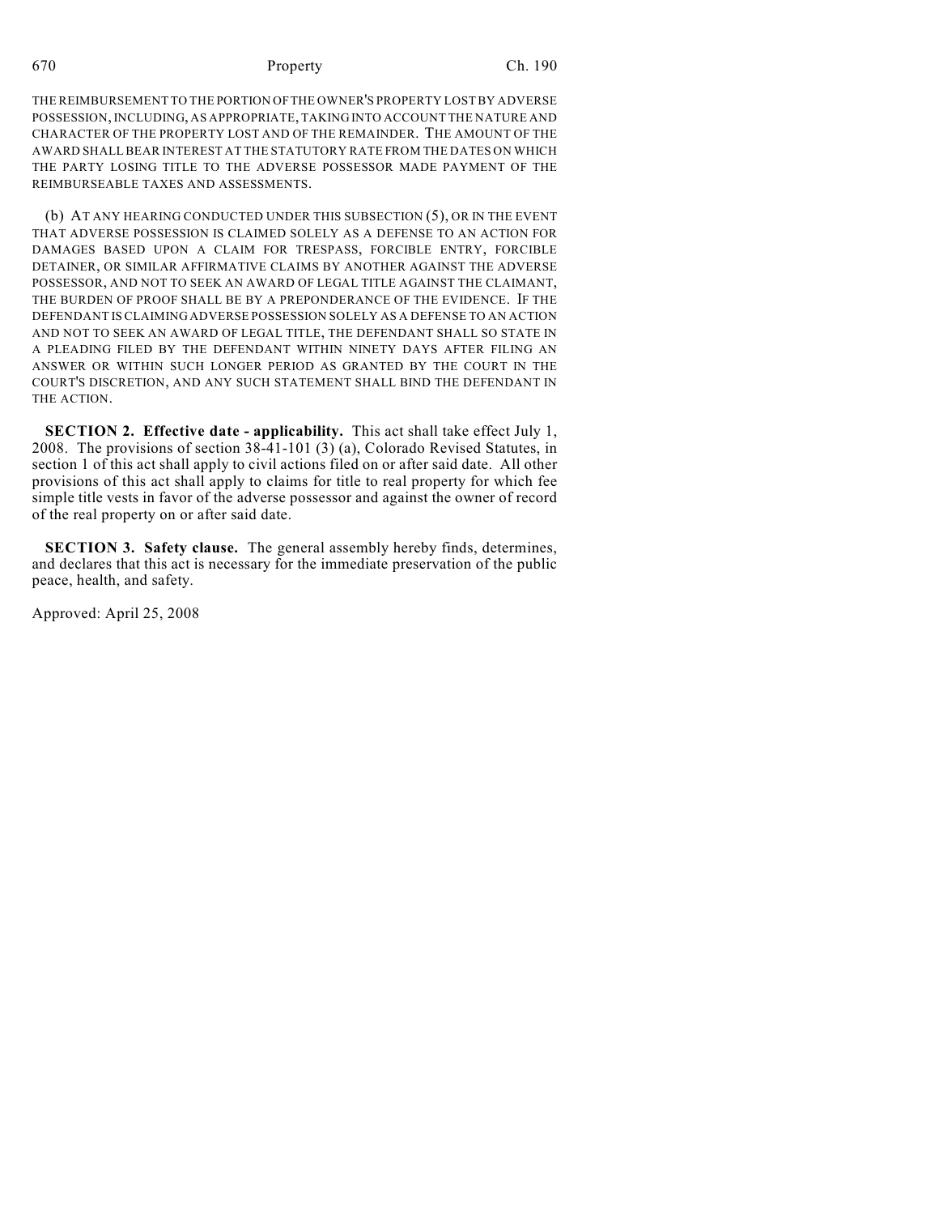THE REIMBURSEMENT TO THE PORTION OF THE OWNER'S PROPERTY LOST BY ADVERSE POSSESSION, INCLUDING, AS APPROPRIATE, TAKING INTO ACCOUNT THE NATURE AND CHARACTER OF THE PROPERTY LOST AND OF THE REMAINDER. THE AMOUNT OF THE AWARD SHALL BEAR INTEREST AT THE STATUTORY RATE FROM THE DATES ON WHICH THE PARTY LOSING TITLE TO THE ADVERSE POSSESSOR MADE PAYMENT OF THE REIMBURSEABLE TAXES AND ASSESSMENTS.

(b) AT ANY HEARING CONDUCTED UNDER THIS SUBSECTION (5), OR IN THE EVENT THAT ADVERSE POSSESSION IS CLAIMED SOLELY AS A DEFENSE TO AN ACTION FOR DAMAGES BASED UPON A CLAIM FOR TRESPASS, FORCIBLE ENTRY, FORCIBLE DETAINER, OR SIMILAR AFFIRMATIVE CLAIMS BY ANOTHER AGAINST THE ADVERSE POSSESSOR, AND NOT TO SEEK AN AWARD OF LEGAL TITLE AGAINST THE CLAIMANT, THE BURDEN OF PROOF SHALL BE BY A PREPONDERANCE OF THE EVIDENCE. IF THE DEFENDANT IS CLAIMING ADVERSE POSSESSION SOLELY AS A DEFENSE TO AN ACTION AND NOT TO SEEK AN AWARD OF LEGAL TITLE, THE DEFENDANT SHALL SO STATE IN A PLEADING FILED BY THE DEFENDANT WITHIN NINETY DAYS AFTER FILING AN ANSWER OR WITHIN SUCH LONGER PERIOD AS GRANTED BY THE COURT IN THE COURT'S DISCRETION, AND ANY SUCH STATEMENT SHALL BIND THE DEFENDANT IN THE ACTION.

**SECTION 2. Effective date - applicability.** This act shall take effect July 1, 2008. The provisions of section 38-41-101 (3) (a), Colorado Revised Statutes, in section 1 of this act shall apply to civil actions filed on or after said date. All other provisions of this act shall apply to claims for title to real property for which fee simple title vests in favor of the adverse possessor and against the owner of record of the real property on or after said date.

**SECTION 3. Safety clause.** The general assembly hereby finds, determines, and declares that this act is necessary for the immediate preservation of the public peace, health, and safety.

Approved: April 25, 2008